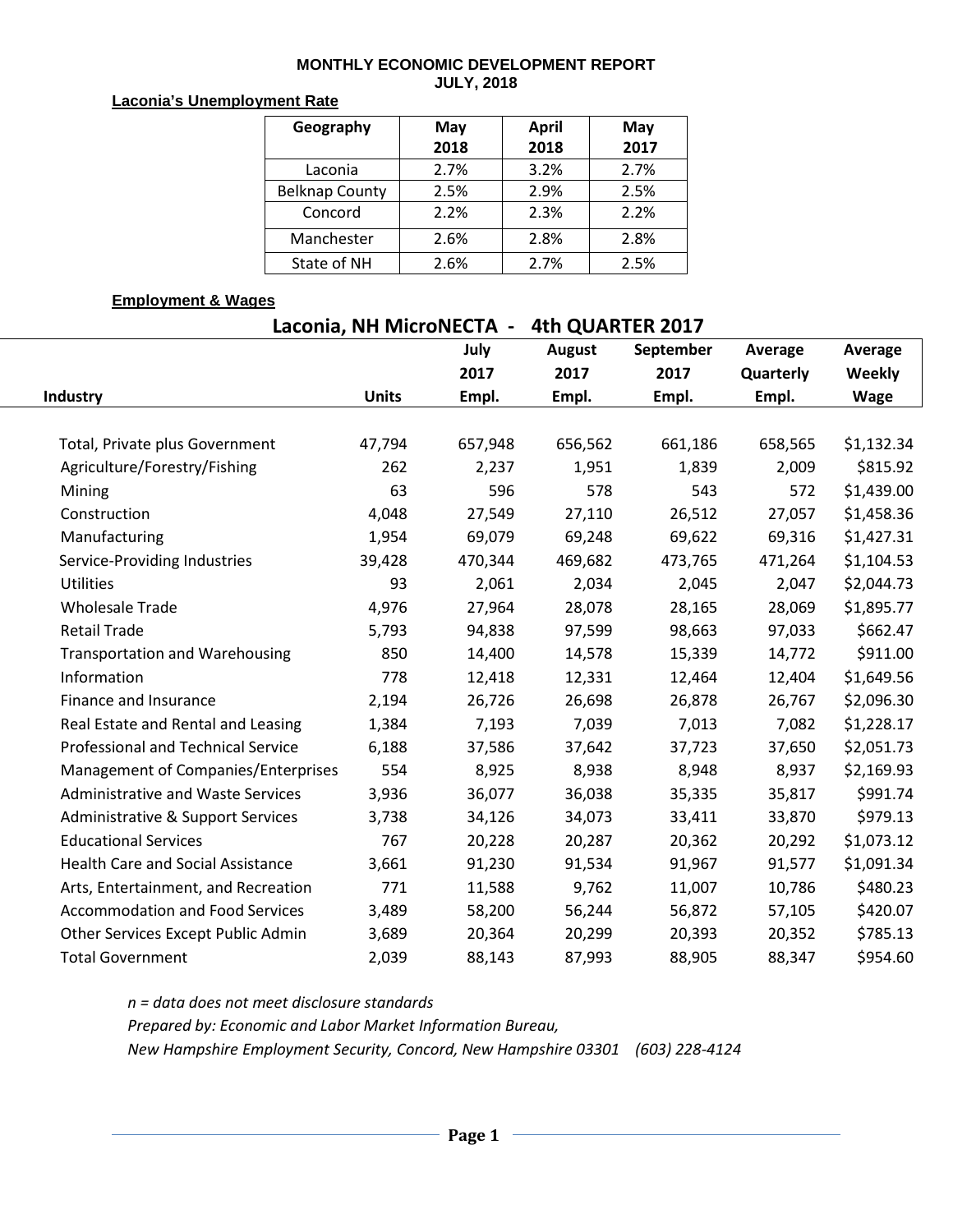**MONTHLY ECONOMIC DEVELOPMENT REPORT**
**JULY, 2018**

**Laconia's Unemployment Rate**

| Geography | May 2018 | April 2018 | May 2017 |
|---|---|---|---|
| Laconia | 2.7% | 3.2% | 2.7% |
| Belknap County | 2.5% | 2.9% | 2.5% |
| Concord | 2.2% | 2.3% | 2.2% |
| Manchester | 2.6% | 2.8% | 2.8% |
| State of NH | 2.6% | 2.7% | 2.5% |

**Employment & Wages**

**Laconia, NH MicroNECTA - 4th QUARTER 2017**

| Industry | Units | July 2017 Empl. | August 2017 Empl. | September 2017 Empl. | Average Quarterly Empl. | Average Weekly Wage |
|---|---|---|---|---|---|---|
| Total, Private plus Government | 47,794 | 657,948 | 656,562 | 661,186 | 658,565 | $1,132.34 |
| Agriculture/Forestry/Fishing | 262 | 2,237 | 1,951 | 1,839 | 2,009 | $815.92 |
| Mining | 63 | 596 | 578 | 543 | 572 | $1,439.00 |
| Construction | 4,048 | 27,549 | 27,110 | 26,512 | 27,057 | $1,458.36 |
| Manufacturing | 1,954 | 69,079 | 69,248 | 69,622 | 69,316 | $1,427.31 |
| Service-Providing Industries | 39,428 | 470,344 | 469,682 | 473,765 | 471,264 | $1,104.53 |
| Utilities | 93 | 2,061 | 2,034 | 2,045 | 2,047 | $2,044.73 |
| Wholesale Trade | 4,976 | 27,964 | 28,078 | 28,165 | 28,069 | $1,895.77 |
| Retail Trade | 5,793 | 94,838 | 97,599 | 98,663 | 97,033 | $662.47 |
| Transportation and Warehousing | 850 | 14,400 | 14,578 | 15,339 | 14,772 | $911.00 |
| Information | 778 | 12,418 | 12,331 | 12,464 | 12,404 | $1,649.56 |
| Finance and Insurance | 2,194 | 26,726 | 26,698 | 26,878 | 26,767 | $2,096.30 |
| Real Estate and Rental and Leasing | 1,384 | 7,193 | 7,039 | 7,013 | 7,082 | $1,228.17 |
| Professional and Technical Service | 6,188 | 37,586 | 37,642 | 37,723 | 37,650 | $2,051.73 |
| Management of Companies/Enterprises | 554 | 8,925 | 8,938 | 8,948 | 8,937 | $2,169.93 |
| Administrative and Waste Services | 3,936 | 36,077 | 36,038 | 35,335 | 35,817 | $991.74 |
| Administrative & Support Services | 3,738 | 34,126 | 34,073 | 33,411 | 33,870 | $979.13 |
| Educational Services | 767 | 20,228 | 20,287 | 20,362 | 20,292 | $1,073.12 |
| Health Care and Social Assistance | 3,661 | 91,230 | 91,534 | 91,967 | 91,577 | $1,091.34 |
| Arts, Entertainment, and Recreation | 771 | 11,588 | 9,762 | 11,007 | 10,786 | $480.23 |
| Accommodation and Food Services | 3,489 | 58,200 | 56,244 | 56,872 | 57,105 | $420.07 |
| Other Services Except Public Admin | 3,689 | 20,364 | 20,299 | 20,393 | 20,352 | $785.13 |
| Total Government | 2,039 | 88,143 | 87,993 | 88,905 | 88,347 | $954.60 |

*n = data does not meet disclosure standards*
*Prepared by: Economic and Labor Market Information Bureau,*
*New Hampshire Employment Security, Concord, New Hampshire 03301 (603) 228-4124*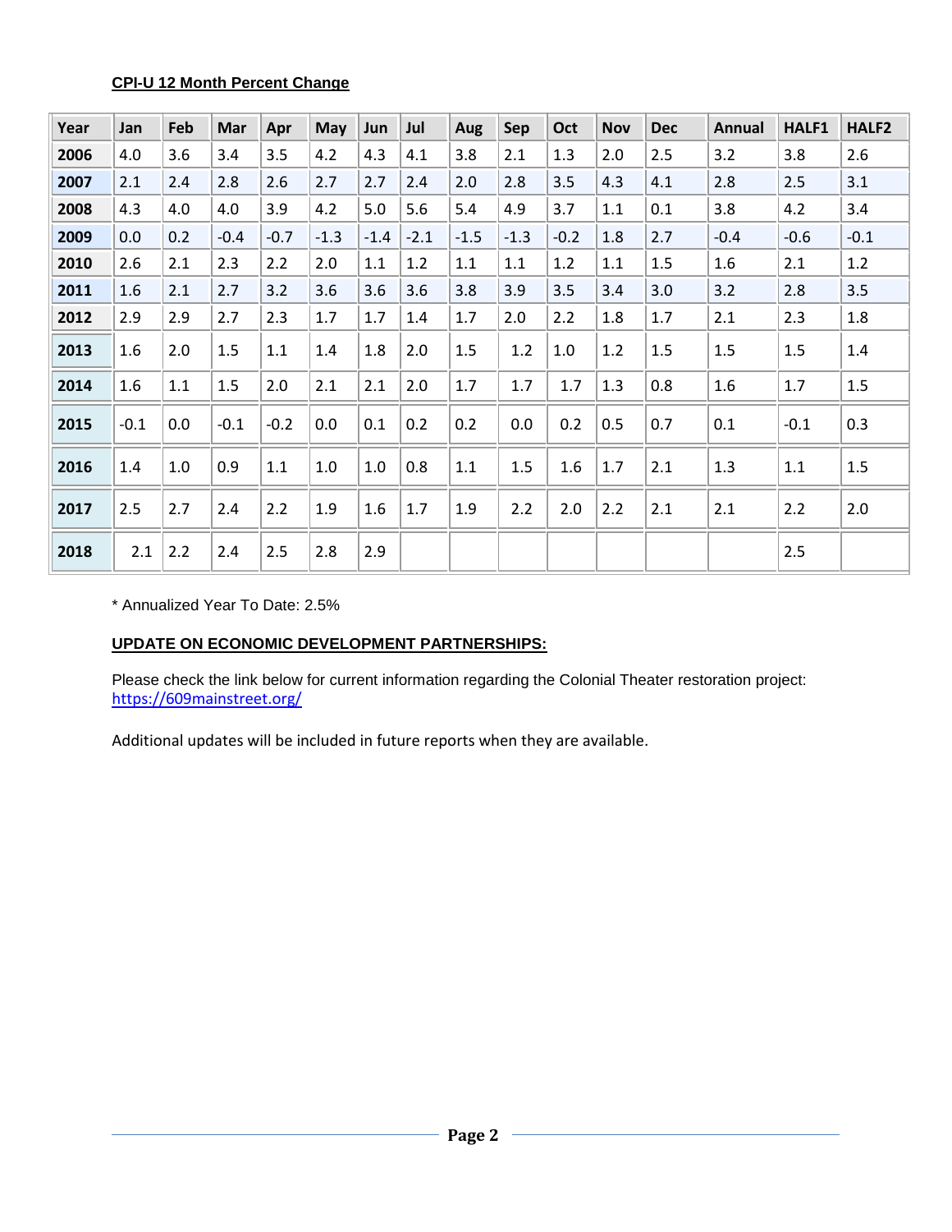**CPI-U 12 Month Percent Change**

| Year | Jan | Feb | Mar | Apr | May | Jun | Jul | Aug | Sep | Oct | Nov | Dec | Annual | HALF1 | HALF2 |
|---|---|---|---|---|---|---|---|---|---|---|---|---|---|---|---|
| 2006 | 4.0 | 3.6 | 3.4 | 3.5 | 4.2 | 4.3 | 4.1 | 3.8 | 2.1 | 1.3 | 2.0 | 2.5 | 3.2 | 3.8 | 2.6 |
| 2007 | 2.1 | 2.4 | 2.8 | 2.6 | 2.7 | 2.7 | 2.4 | 2.0 | 2.8 | 3.5 | 4.3 | 4.1 | 2.8 | 2.5 | 3.1 |
| 2008 | 4.3 | 4.0 | 4.0 | 3.9 | 4.2 | 5.0 | 5.6 | 5.4 | 4.9 | 3.7 | 1.1 | 0.1 | 3.8 | 4.2 | 3.4 |
| 2009 | 0.0 | 0.2 | -0.4 | -0.7 | -1.3 | -1.4 | -2.1 | -1.5 | -1.3 | -0.2 | 1.8 | 2.7 | -0.4 | -0.6 | -0.1 |
| 2010 | 2.6 | 2.1 | 2.3 | 2.2 | 2.0 | 1.1 | 1.2 | 1.1 | 1.1 | 1.2 | 1.1 | 1.5 | 1.6 | 2.1 | 1.2 |
| 2011 | 1.6 | 2.1 | 2.7 | 3.2 | 3.6 | 3.6 | 3.6 | 3.8 | 3.9 | 3.5 | 3.4 | 3.0 | 3.2 | 2.8 | 3.5 |
| 2012 | 2.9 | 2.9 | 2.7 | 2.3 | 1.7 | 1.7 | 1.4 | 1.7 | 2.0 | 2.2 | 1.8 | 1.7 | 2.1 | 2.3 | 1.8 |
| 2013 | 1.6 | 2.0 | 1.5 | 1.1 | 1.4 | 1.8 | 2.0 | 1.5 | 1.2 | 1.0 | 1.2 | 1.5 | 1.5 | 1.5 | 1.4 |
| 2014 | 1.6 | 1.1 | 1.5 | 2.0 | 2.1 | 2.1 | 2.0 | 1.7 | 1.7 | 1.7 | 1.3 | 0.8 | 1.6 | 1.7 | 1.5 |
| 2015 | -0.1 | 0.0 | -0.1 | -0.2 | 0.0 | 0.1 | 0.2 | 0.2 | 0.0 | 0.2 | 0.5 | 0.7 | 0.1 | -0.1 | 0.3 |
| 2016 | 1.4 | 1.0 | 0.9 | 1.1 | 1.0 | 1.0 | 0.8 | 1.1 | 1.5 | 1.6 | 1.7 | 2.1 | 1.3 | 1.1 | 1.5 |
| 2017 | 2.5 | 2.7 | 2.4 | 2.2 | 1.9 | 1.6 | 1.7 | 1.9 | 2.2 | 2.0 | 2.2 | 2.1 | 2.1 | 2.2 | 2.0 |
| 2018 | 2.1 | 2.2 | 2.4 | 2.5 | 2.8 | 2.9 | | | | | | | | 2.5 | |

* Annualized Year To Date: 2.5%

**UPDATE ON ECONOMIC DEVELOPMENT PARTNERSHIPS:**

Please check the link below for current information regarding the Colonial Theater restoration project:
https://609mainstreet.org/

Additional updates will be included in future reports when they are available.